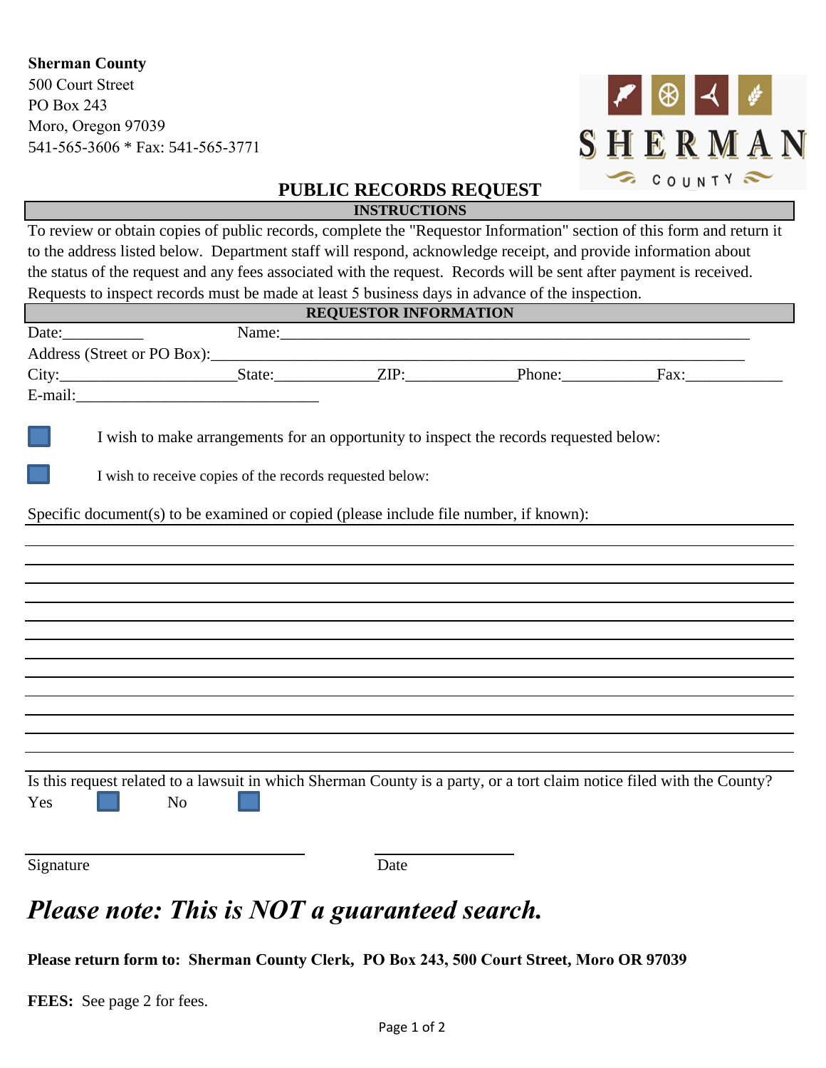**Sherman County**
500 Court Street
PO Box 243
Moro, Oregon 97039
541-565-3606 * Fax: 541-565-3771

# PUBLIC RECORDS REQUEST

## INSTRUCTIONS

To review or obtain copies of public records, complete the "Requestor Information" section of this form and return it to the address listed below. Department staff will respond, acknowledge receipt, and provide information about the status of the request and any fees associated with the request. Records will be sent after payment is received. Requests to inspect records must be made at least 5 business days in advance of the inspection.

## REQUESTOR INFORMATION

Date:__________ Name:____________________________________________________________

Address (Street or PO Box):____________________________________________________________

City:______________________State:_____________ZIP:______________Phone:____________Fax:____________

E-mail:______________________________

☐ I wish to make arrangements for an opportunity to inspect the records requested below:

☐ I wish to receive copies of the records requested below:

Specific document(s) to be examined or copied (please include file number, if known):

______________________________________________________________________________

______________________________________________________________________________

______________________________________________________________________________

______________________________________________________________________________

______________________________________________________________________________

______________________________________________________________________________

______________________________________________________________________________

______________________________________________________________________________

______________________________________________________________________________

______________________________________________________________________________

______________________________________________________________________________

______________________________________________________________________________

______________________________________________________________________________

Is this request related to a lawsuit in which Sherman County is a party, or a tort claim notice filed with the County?

Yes ☐ No ☐

______________________________ ______________

Signature Date

## *Please note: This is NOT a guaranteed search.*

**Please return form to: Sherman County Clerk, PO Box 243, 500 Court Street, Moro OR 97039**

**FEES:** See page 2 for fees.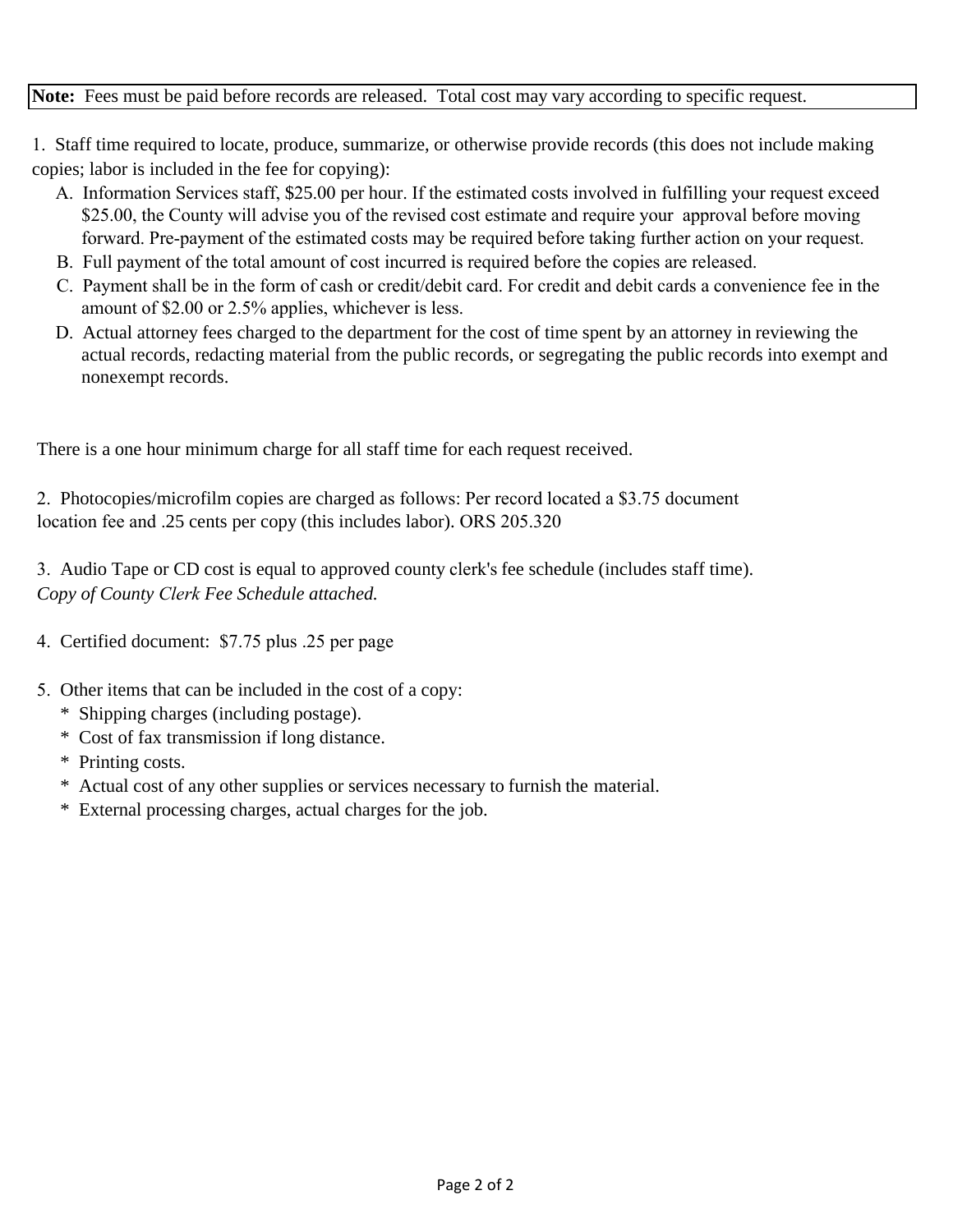**Note:** Fees must be paid before records are released. Total cost may vary according to specific request.

1. Staff time required to locate, produce, summarize, or otherwise provide records (this does not include making copies; labor is included in the fee for copying):

   A. Information Services staff, $25.00 per hour. If the estimated costs involved in fulfilling your request exceed $25.00, the County will advise you of the revised cost estimate and require your approval before moving forward. Pre-payment of the estimated costs may be required before taking further action on your request.

   B. Full payment of the total amount of cost incurred is required before the copies are released.

   C. Payment shall be in the form of cash or credit/debit card. For credit and debit cards a convenience fee in the amount of $2.00 or 2.5% applies, whichever is less.

   D. Actual attorney fees charged to the department for the cost of time spent by an attorney in reviewing the actual records, redacting material from the public records, or segregating the public records into exempt and nonexempt records.

There is a one hour minimum charge for all staff time for each request received.

2. Photocopies/microfilm copies are charged as follows: Per record located a $3.75 document location fee and .25 cents per copy (this includes labor). ORS 205.320

3. Audio Tape or CD cost is equal to approved county clerk's fee schedule (includes staff time).
*Copy of County Clerk Fee Schedule attached.*

4. Certified document: $7.75 plus .25 per page

5. Other items that can be included in the cost of a copy:
   * Shipping charges (including postage).
   * Cost of fax transmission if long distance.
   * Printing costs.
   * Actual cost of any other supplies or services necessary to furnish the material.
   * External processing charges, actual charges for the job.